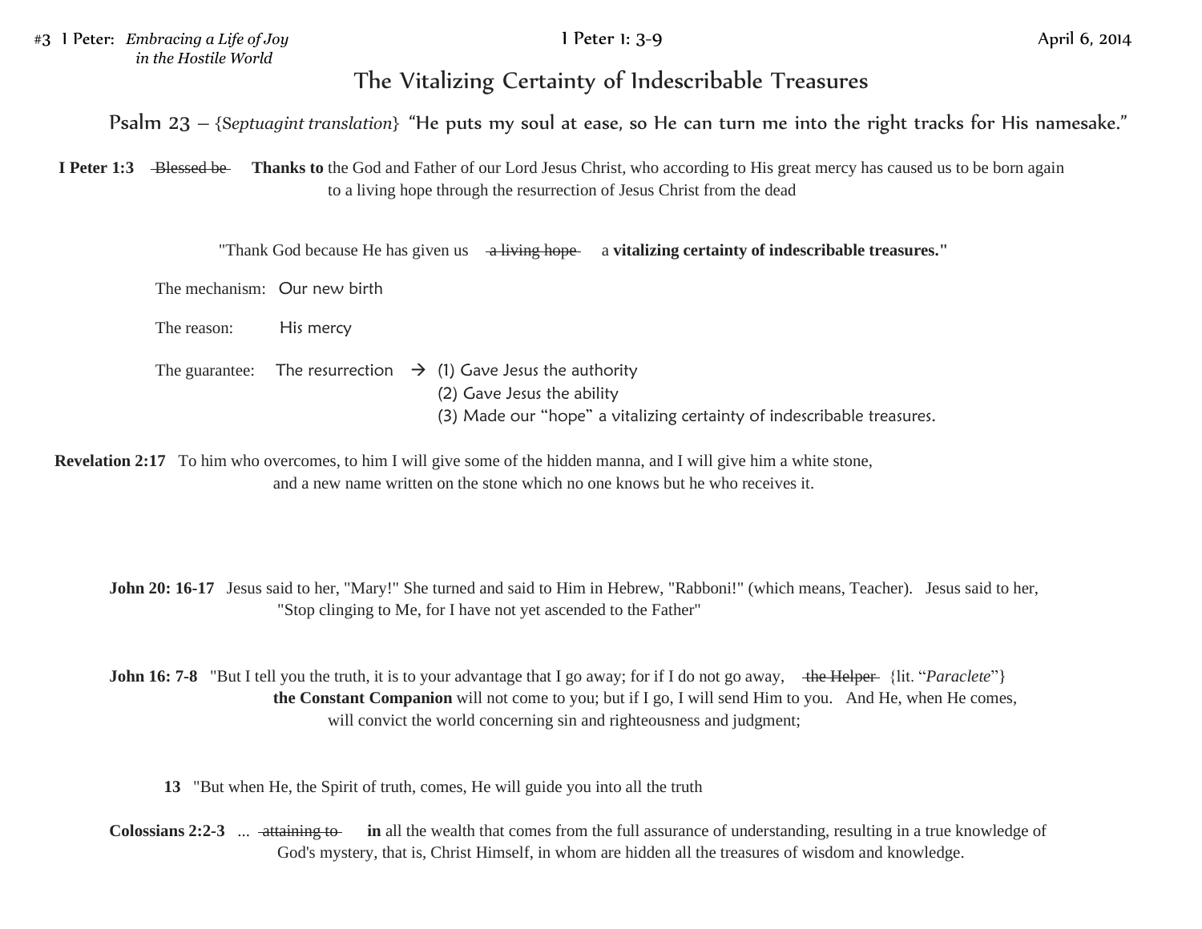#3 I Peter: *Embracing a Life of Joy in the Hostile World*

I Peter 1: 3-9

April 6, 2014

# The Vitalizing Certainty of Indescribable Treasures

Psalm 23 – {*Septuagint translation*} "He puts my soul at ease, so He can turn me into the right tracks for His namesake."

**I Peter 1:3** ~~Blessed be~~ **Thanks to** the God and Father of our Lord Jesus Christ, who according to His great mercy has caused us to be born again to a living hope through the resurrection of Jesus Christ from the dead

"Thank God because He has given us ~~a living hope~~ a **vitalizing certainty of indescribable treasures."**

The mechanism: Our new birth

The reason: His mercy

The guarantee: The resurrection → (1) Gave Jesus the authority
(2) Gave Jesus the ability
(3) Made our "hope" a vitalizing certainty of indescribable treasures.

**Revelation 2:17** To him who overcomes, to him I will give some of the hidden manna, and I will give him a white stone, and a new name written on the stone which no one knows but he who receives it.

**John 20: 16-17** Jesus said to her, "Mary!" She turned and said to Him in Hebrew, "Rabboni!" (which means, Teacher). Jesus said to her, "Stop clinging to Me, for I have not yet ascended to the Father"

**John 16: 7-8** "But I tell you the truth, it is to your advantage that I go away; for if I do not go away, ~~the Helper~~ {lit. "*Paraclete*"} **the Constant Companion** will not come to you; but if I go, I will send Him to you. And He, when He comes, will convict the world concerning sin and righteousness and judgment;

**13** "But when He, the Spirit of truth, comes, He will guide you into all the truth

**Colossians 2:2-3** ... ~~attaining to~~ **in** all the wealth that comes from the full assurance of understanding, resulting in a true knowledge of God's mystery, that is, Christ Himself, in whom are hidden all the treasures of wisdom and knowledge.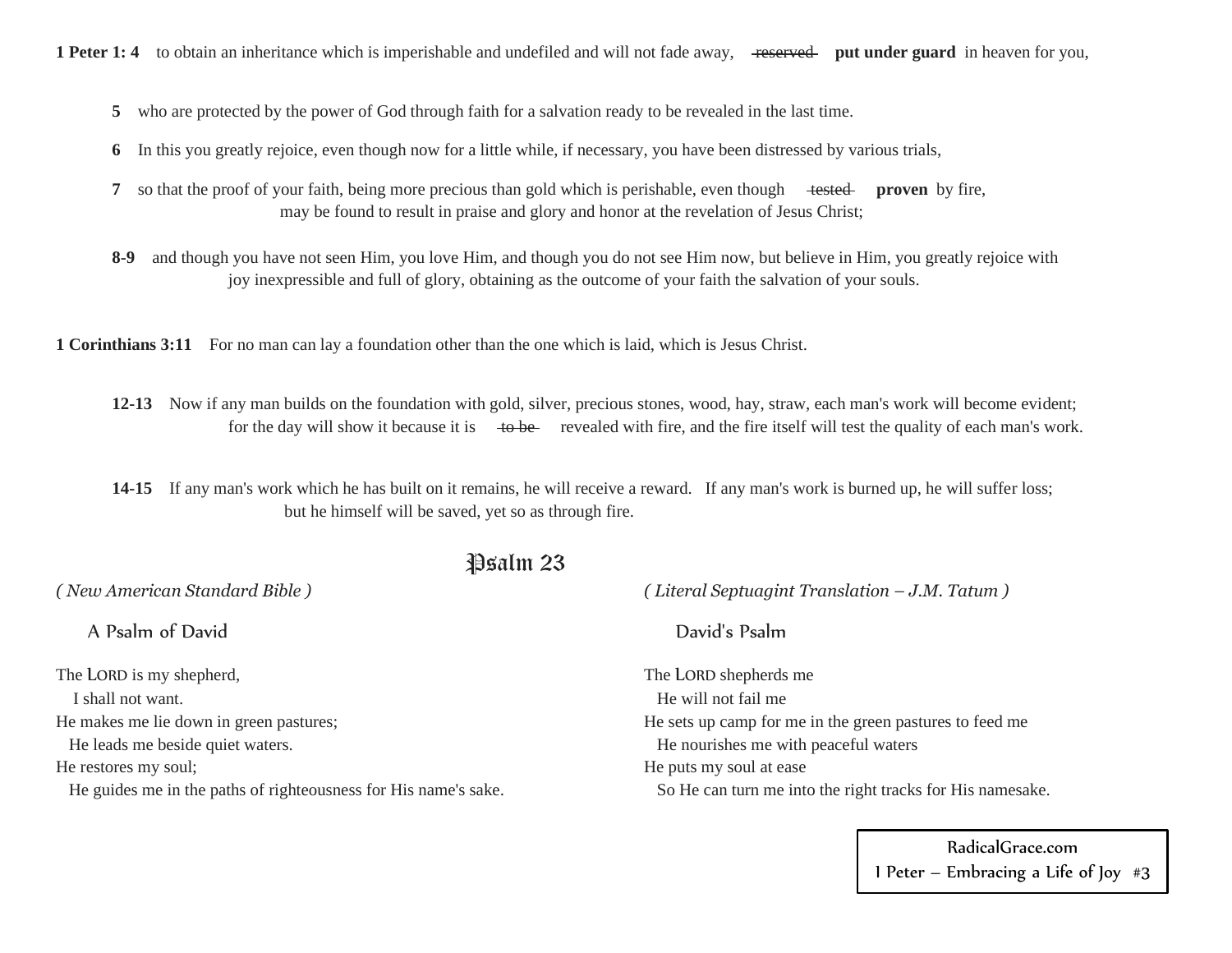**1 Peter 1: 4** to obtain an inheritance which is imperishable and undefiled and will not fade away, ~~reserved~~ **put under guard** in heaven for you,

**5** who are protected by the power of God through faith for a salvation ready to be revealed in the last time.

**6** In this you greatly rejoice, even though now for a little while, if necessary, you have been distressed by various trials,

**7** so that the proof of your faith, being more precious than gold which is perishable, even though ~~tested~~ **proven** by fire, may be found to result in praise and glory and honor at the revelation of Jesus Christ;

**8-9** and though you have not seen Him, you love Him, and though you do not see Him now, but believe in Him, you greatly rejoice with joy inexpressible and full of glory, obtaining as the outcome of your faith the salvation of your souls.

**1 Corinthians 3:11** For no man can lay a foundation other than the one which is laid, which is Jesus Christ.

**12-13** Now if any man builds on the foundation with gold, silver, precious stones, wood, hay, straw, each man's work will become evident; for the day will show it because it is ~~to be~~ revealed with fire, and the fire itself will test the quality of each man's work.

**14-15** If any man's work which he has built on it remains, he will receive a reward. If any man's work is burned up, he will suffer loss; but he himself will be saved, yet so as through fire.

## Psalm 23

*( New American Standard Bible )*

A Psalm of David

The LORD is my shepherd,
I shall not want.
He makes me lie down in green pastures;
He leads me beside quiet waters.
He restores my soul;
He guides me in the paths of righteousness for His name's sake.

*( Literal Septuagint Translation – J.M. Tatum )*

David's Psalm

The LORD shepherds me
He will not fail me
He sets up camp for me in the green pastures to feed me
He nourishes me with peaceful waters
He puts my soul at ease
So He can turn me into the right tracks for His namesake.

RadicalGrace.com
1 Peter – Embracing a Life of Joy #3